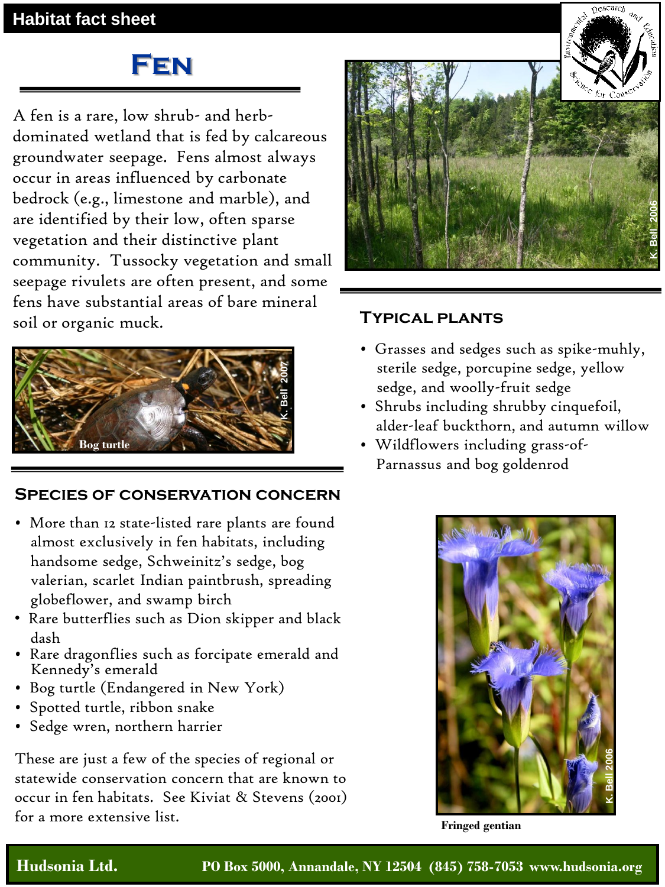# Fen

A fen is a rare, low shrub- and herb-dominated wetland that is fed by calcareous groundwater seepage. Fens almost always occur in areas influenced by carbonate bedrock (e.g., limestone and marble), and are identified by their low, often sparse vegetation and their distinctive plant community. Tussocky vegetation and small seepage rivulets are often present, and some fens have substantial areas of bare mineral soil or organic muck.

Bog turtle

## Typical plants

- Grasses and sedges such as spike-muhly, sterile sedge, porcupine sedge, yellow sedge, and woolly-fruit sedge
- Shrubs including shrubby cinquefoil, alder-leaf buckthorn, and autumn willow
- Wildflowers including grass-of-Parnassus and bog goldenrod

## Species of conservation concern

- More than 12 state-listed rare plants are found almost exclusively in fen habitats, including handsome sedge, Schweinitz's sedge, bog valerian, scarlet Indian paintbrush, spreading globeflower, and swamp birch
- Rare butterflies such as Dion skipper and black dash
- Rare dragonflies such as forcipate emerald and Kennedy's emerald
- Bog turtle (Endangered in New York)
- Spotted turtle, ribbon snake
- Sedge wren, northern harrier

These are just a few of the species of regional or statewide conservation concern that are known to occur in fen habitats. See Kiviat & Stevens (2001) for a more extensive list.

Fringed gentian

**Hudsonia Ltd.** PO Box 5000, Annandale, NY 12504 (845) 758-7053 www.hudsonia.org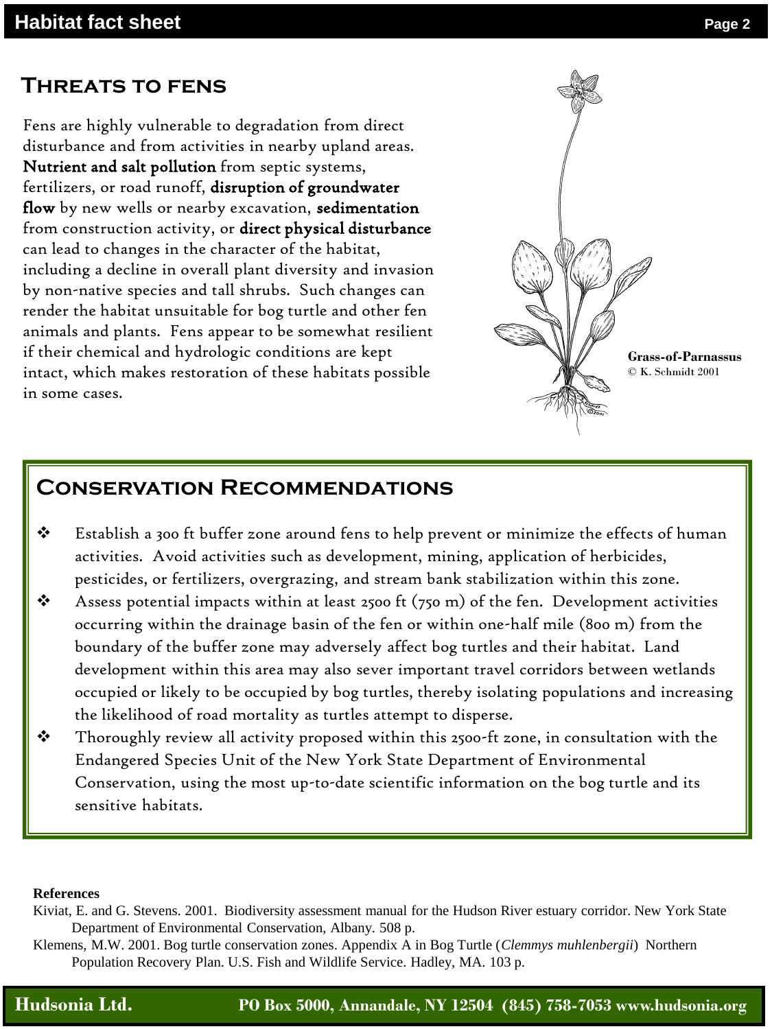## Threats to fens

Fens are highly vulnerable to degradation from direct disturbance and from activities in nearby upland areas. **Nutrient and salt pollution** from septic systems, fertilizers, or road runoff, **disruption of groundwater flow** by new wells or nearby excavation, **sedimentation** from construction activity, or **direct physical disturbance** can lead to changes in the character of the habitat, including a decline in overall plant diversity and invasion by non-native species and tall shrubs. Such changes can render the habitat unsuitable for bog turtle and other fen animals and plants. Fens appear to be somewhat resilient if their chemical and hydrologic conditions are kept intact, which makes restoration of these habitats possible in some cases.

**Grass-of-Parnassus**
© K. Schmidt 2001

## Conservation Recommendations

- Establish a 300 ft buffer zone around fens to help prevent or minimize the effects of human activities. Avoid activities such as development, mining, application of herbicides, pesticides, or fertilizers, overgrazing, and stream bank stabilization within this zone.
- Assess potential impacts within at least 2500 ft (750 m) of the fen. Development activities occurring within the drainage basin of the fen or within one-half mile (800 m) from the boundary of the buffer zone may adversely affect bog turtles and their habitat. Land development within this area may also sever important travel corridors between wetlands occupied or likely to be occupied by bog turtles, thereby isolating populations and increasing the likelihood of road mortality as turtles attempt to disperse.
- Thoroughly review all activity proposed within this 2500-ft zone, in consultation with the Endangered Species Unit of the New York State Department of Environmental Conservation, using the most up-to-date scientific information on the bog turtle and its sensitive habitats.

**References**

Kiviat, E. and G. Stevens. 2001. Biodiversity assessment manual for the Hudson River estuary corridor. New York State Department of Environmental Conservation, Albany. 508 p.

Klemens, M.W. 2001. Bog turtle conservation zones. Appendix A in Bog Turtle (*Clemmys muhlenbergii*) Northern Population Recovery Plan. U.S. Fish and Wildlife Service. Hadley, MA. 103 p.

**Hudsonia Ltd.** **PO Box 5000, Annandale, NY 12504 (845) 758-7053 www.hudsonia.org**